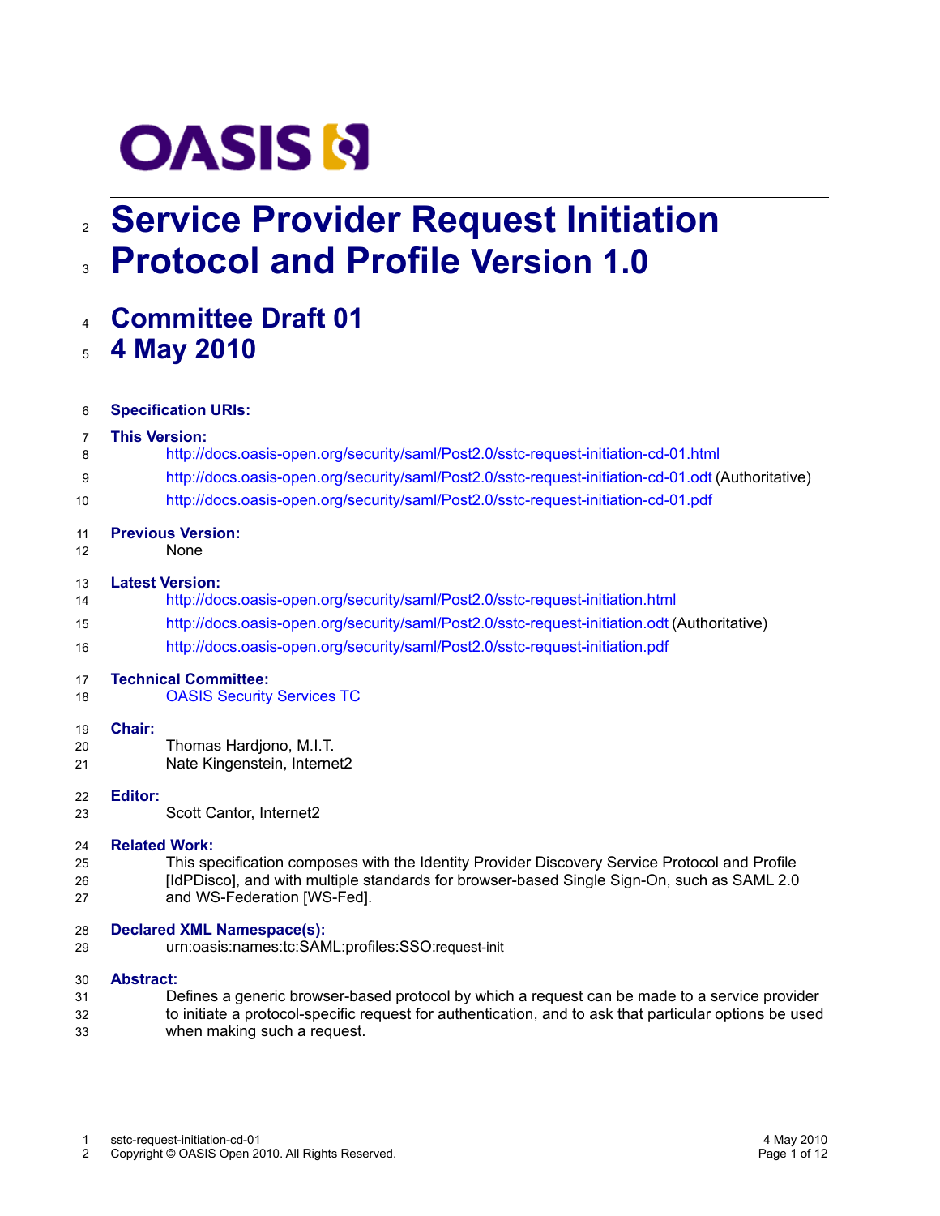# Service Provider Request Initiation Protocol and Profile Version 1.0

## Committee Draft 01

## 4 May 2010

**Specification URIs:**

**This Version:**

http://docs.oasis-open.org/security/saml/Post2.0/sstc-request-initiation-cd-01.html

http://docs.oasis-open.org/security/saml/Post2.0/sstc-request-initiation-cd-01.odt (Authoritative)

http://docs.oasis-open.org/security/saml/Post2.0/sstc-request-initiation-cd-01.pdf

**Previous Version:**

None

**Latest Version:**

http://docs.oasis-open.org/security/saml/Post2.0/sstc-request-initiation.html

http://docs.oasis-open.org/security/saml/Post2.0/sstc-request-initiation.odt (Authoritative)

http://docs.oasis-open.org/security/saml/Post2.0/sstc-request-initiation.pdf

**Technical Committee:**

OASIS Security Services TC

**Chair:**

Thomas Hardjono, M.I.T.
Nate Kingenstein, Internet2

**Editor:**

Scott Cantor, Internet2

**Related Work:**

This specification composes with the Identity Provider Discovery Service Protocol and Profile [IdPDisco], and with multiple standards for browser-based Single Sign-On, such as SAML 2.0 and WS-Federation [WS-Fed].

**Declared XML Namespace(s):**

urn:oasis:names:tc:SAML:profiles:SSO:request-init

**Abstract:**

Defines a generic browser-based protocol by which a request can be made to a service provider to initiate a protocol-specific request for authentication, and to ask that particular options be used when making such a request.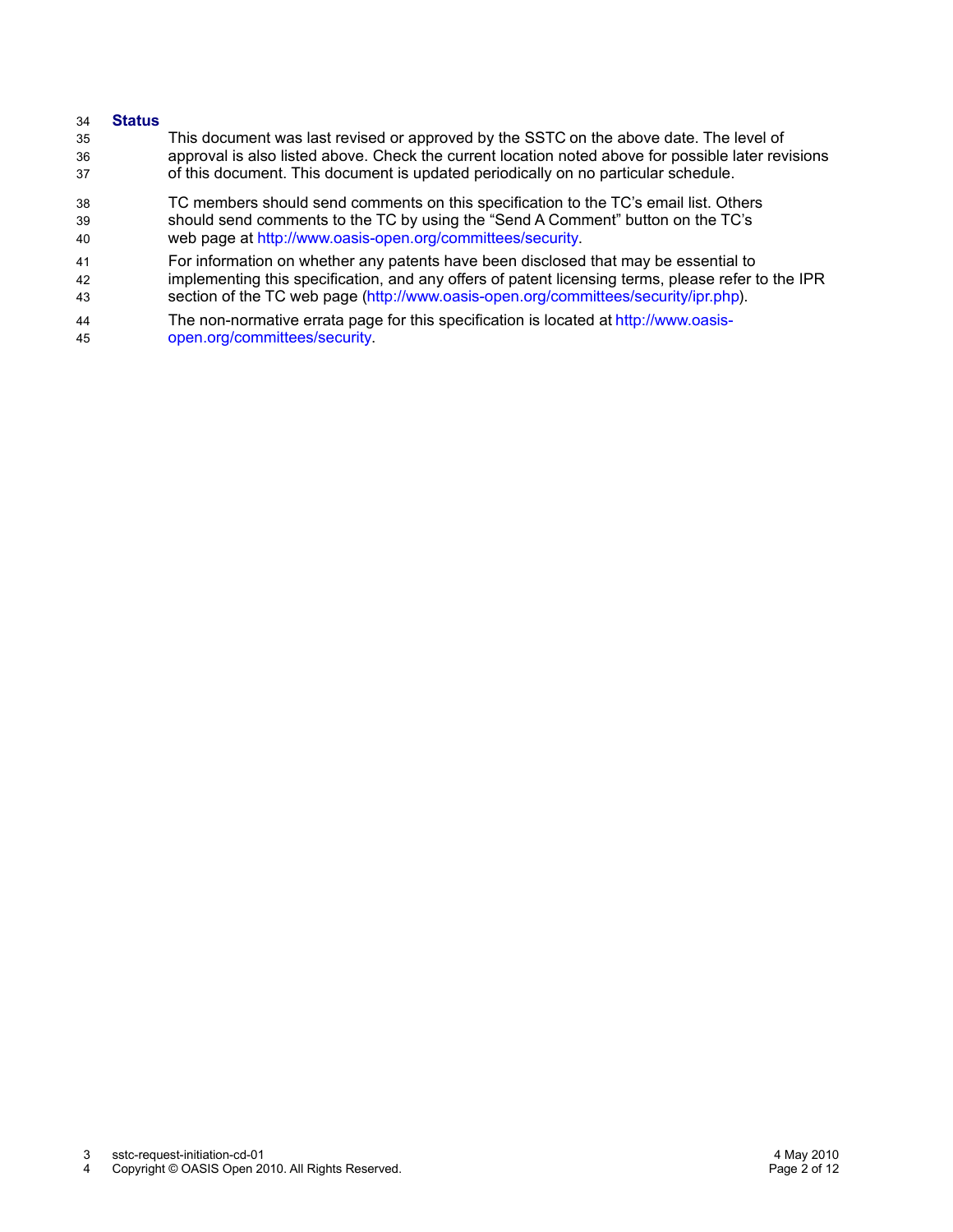**Status**

This document was last revised or approved by the SSTC on the above date. The level of approval is also listed above. Check the current location noted above for possible later revisions of this document. This document is updated periodically on no particular schedule.

TC members should send comments on this specification to the TC's email list. Others should send comments to the TC by using the "Send A Comment" button on the TC's web page at http://www.oasis-open.org/committees/security.

For information on whether any patents have been disclosed that may be essential to implementing this specification, and any offers of patent licensing terms, please refer to the IPR section of the TC web page (http://www.oasis-open.org/committees/security/ipr.php).

The non-normative errata page for this specification is located at http://www.oasis-open.org/committees/security.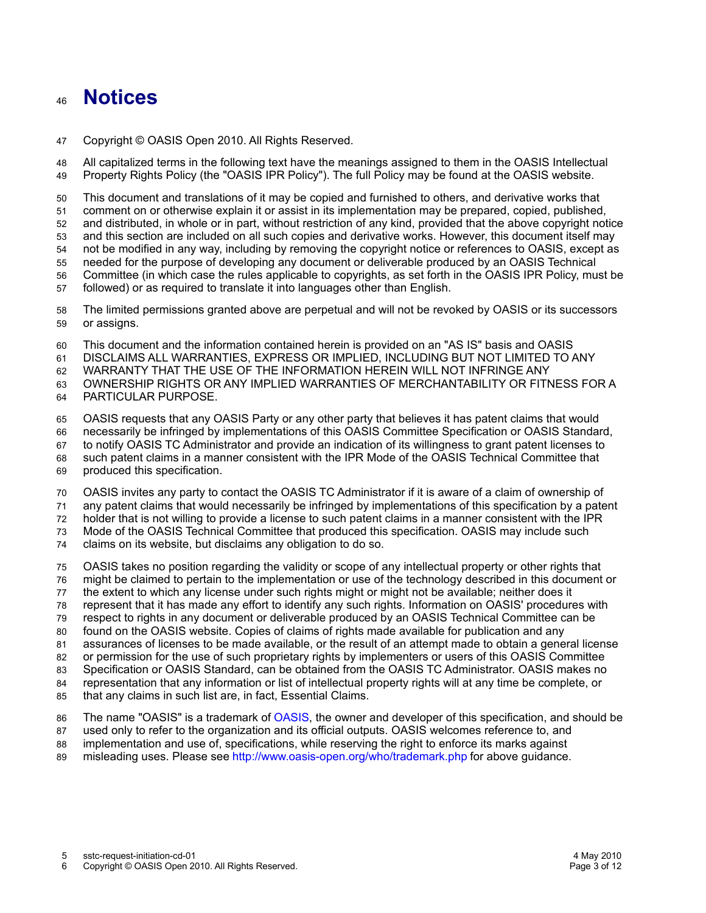# Notices

Copyright © OASIS Open 2010. All Rights Reserved.

All capitalized terms in the following text have the meanings assigned to them in the OASIS Intellectual Property Rights Policy (the "OASIS IPR Policy"). The full Policy may be found at the OASIS website.

This document and translations of it may be copied and furnished to others, and derivative works that comment on or otherwise explain it or assist in its implementation may be prepared, copied, published, and distributed, in whole or in part, without restriction of any kind, provided that the above copyright notice and this section are included on all such copies and derivative works. However, this document itself may not be modified in any way, including by removing the copyright notice or references to OASIS, except as needed for the purpose of developing any document or deliverable produced by an OASIS Technical Committee (in which case the rules applicable to copyrights, as set forth in the OASIS IPR Policy, must be followed) or as required to translate it into languages other than English.

The limited permissions granted above are perpetual and will not be revoked by OASIS or its successors or assigns.

This document and the information contained herein is provided on an "AS IS" basis and OASIS DISCLAIMS ALL WARRANTIES, EXPRESS OR IMPLIED, INCLUDING BUT NOT LIMITED TO ANY WARRANTY THAT THE USE OF THE INFORMATION HEREIN WILL NOT INFRINGE ANY OWNERSHIP RIGHTS OR ANY IMPLIED WARRANTIES OF MERCHANTABILITY OR FITNESS FOR A PARTICULAR PURPOSE.

OASIS requests that any OASIS Party or any other party that believes it has patent claims that would necessarily be infringed by implementations of this OASIS Committee Specification or OASIS Standard, to notify OASIS TC Administrator and provide an indication of its willingness to grant patent licenses to such patent claims in a manner consistent with the IPR Mode of the OASIS Technical Committee that produced this specification.

OASIS invites any party to contact the OASIS TC Administrator if it is aware of a claim of ownership of any patent claims that would necessarily be infringed by implementations of this specification by a patent holder that is not willing to provide a license to such patent claims in a manner consistent with the IPR Mode of the OASIS Technical Committee that produced this specification. OASIS may include such claims on its website, but disclaims any obligation to do so.

OASIS takes no position regarding the validity or scope of any intellectual property or other rights that might be claimed to pertain to the implementation or use of the technology described in this document or the extent to which any license under such rights might or might not be available; neither does it represent that it has made any effort to identify any such rights. Information on OASIS' procedures with respect to rights in any document or deliverable produced by an OASIS Technical Committee can be found on the OASIS website. Copies of claims of rights made available for publication and any assurances of licenses to be made available, or the result of an attempt made to obtain a general license or permission for the use of such proprietary rights by implementers or users of this OASIS Committee Specification or OASIS Standard, can be obtained from the OASIS TC Administrator. OASIS makes no representation that any information or list of intellectual property rights will at any time be complete, or that any claims in such list are, in fact, Essential Claims.

The name "OASIS" is a trademark of OASIS, the owner and developer of this specification, and should be used only to refer to the organization and its official outputs. OASIS welcomes reference to, and implementation and use of, specifications, while reserving the right to enforce its marks against misleading uses. Please see http://www.oasis-open.org/who/trademark.php for above guidance.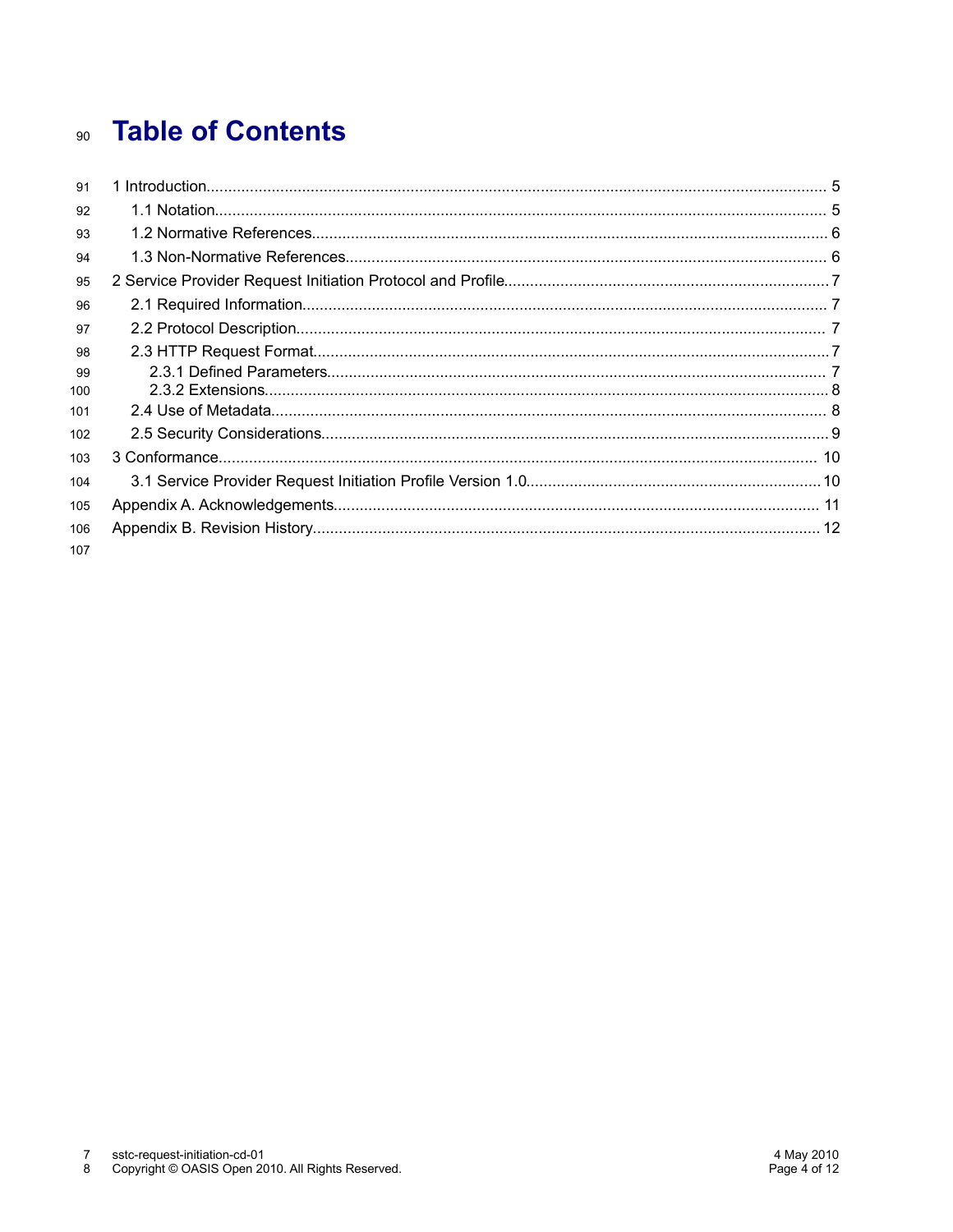# Table of Contents

1 Introduction ..... 5
   1.1 Notation ..... 5
   1.2 Normative References ..... 6
   1.3 Non-Normative References ..... 6
2 Service Provider Request Initiation Protocol and Profile ..... 7
   2.1 Required Information ..... 7
   2.2 Protocol Description ..... 7
   2.3 HTTP Request Format ..... 7
      2.3.1 Defined Parameters ..... 7
      2.3.2 Extensions ..... 8
   2.4 Use of Metadata ..... 8
   2.5 Security Considerations ..... 9
3 Conformance ..... 10
   3.1 Service Provider Request Initiation Profile Version 1.0 ..... 10
Appendix A. Acknowledgements ..... 11
Appendix B. Revision History ..... 12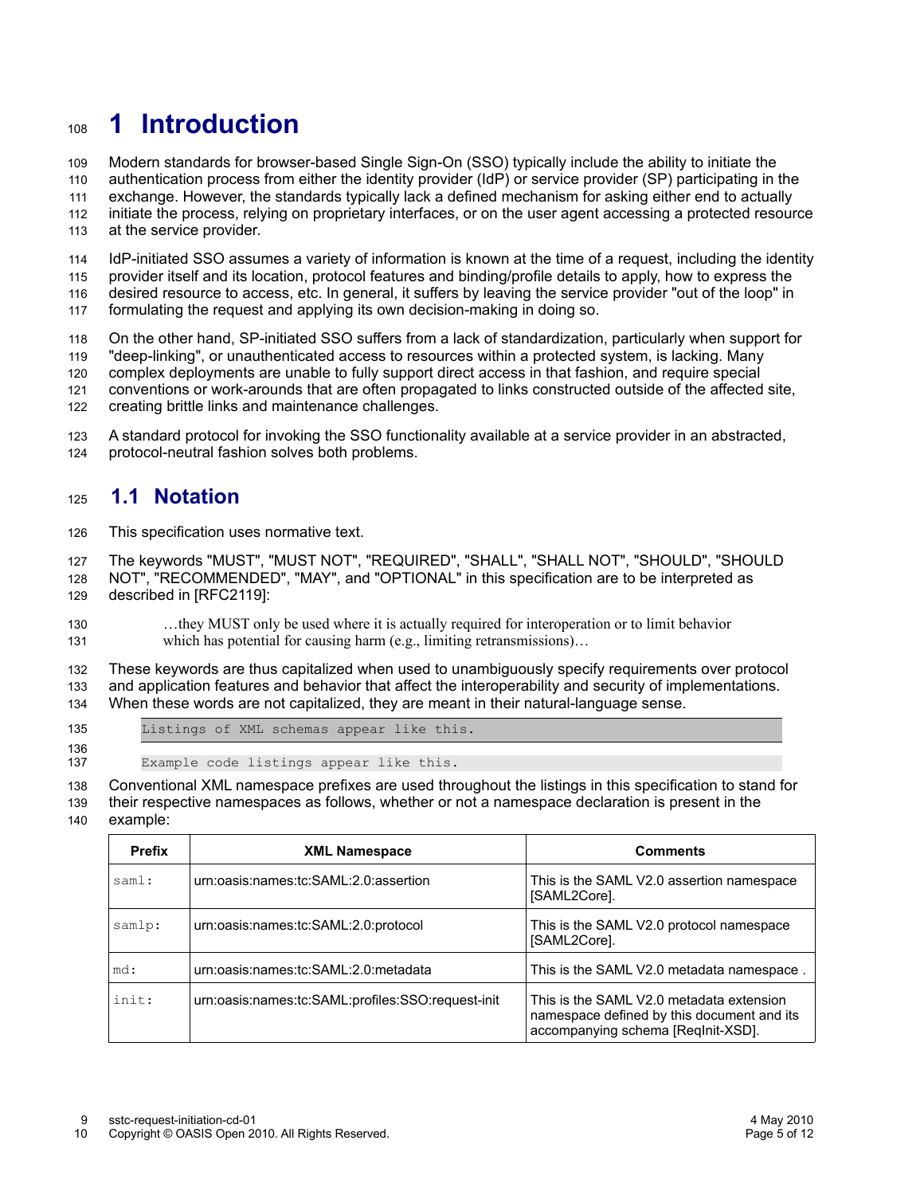# 1 Introduction

Modern standards for browser-based Single Sign-On (SSO) typically include the ability to initiate the authentication process from either the identity provider (IdP) or service provider (SP) participating in the exchange. However, the standards typically lack a defined mechanism for asking either end to actually initiate the process, relying on proprietary interfaces, or on the user agent accessing a protected resource at the service provider.

IdP-initiated SSO assumes a variety of information is known at the time of a request, including the identity provider itself and its location, protocol features and binding/profile details to apply, how to express the desired resource to access, etc. In general, it suffers by leaving the service provider "out of the loop" in formulating the request and applying its own decision-making in doing so.

On the other hand, SP-initiated SSO suffers from a lack of standardization, particularly when support for "deep-linking", or unauthenticated access to resources within a protected system, is lacking. Many complex deployments are unable to fully support direct access in that fashion, and require special conventions or work-arounds that are often propagated to links constructed outside of the affected site, creating brittle links and maintenance challenges.

A standard protocol for invoking the SSO functionality available at a service provider in an abstracted, protocol-neutral fashion solves both problems.

## 1.1 Notation

This specification uses normative text.

The keywords "MUST", "MUST NOT", "REQUIRED", "SHALL", "SHALL NOT", "SHOULD", "SHOULD NOT", "RECOMMENDED", "MAY", and "OPTIONAL" in this specification are to be interpreted as described in [RFC2119]:

> …they MUST only be used where it is actually required for interoperation or to limit behavior which has potential for causing harm (e.g., limiting retransmissions)…

These keywords are thus capitalized when used to unambiguously specify requirements over protocol and application features and behavior that affect the interoperability and security of implementations. When these words are not capitalized, they are meant in their natural-language sense.

```
Listings of XML schemas appear like this.
```

```
Example code listings appear like this.
```

Conventional XML namespace prefixes are used throughout the listings in this specification to stand for their respective namespaces as follows, whether or not a namespace declaration is present in the example:

| Prefix | XML Namespace | Comments |
|---|---|---|
| `saml:` | urn:oasis:names:tc:SAML:2.0:assertion | This is the SAML V2.0 assertion namespace [SAML2Core]. |
| `samlp:` | urn:oasis:names:tc:SAML:2.0:protocol | This is the SAML V2.0 protocol namespace [SAML2Core]. |
| `md:` | urn:oasis:names:tc:SAML:2.0:metadata | This is the SAML V2.0 metadata namespace . |
| `init:` | urn:oasis:names:tc:SAML:profiles:SSO:request-init | This is the SAML V2.0 metadata extension namespace defined by this document and its accompanying schema [ReqInit-XSD]. |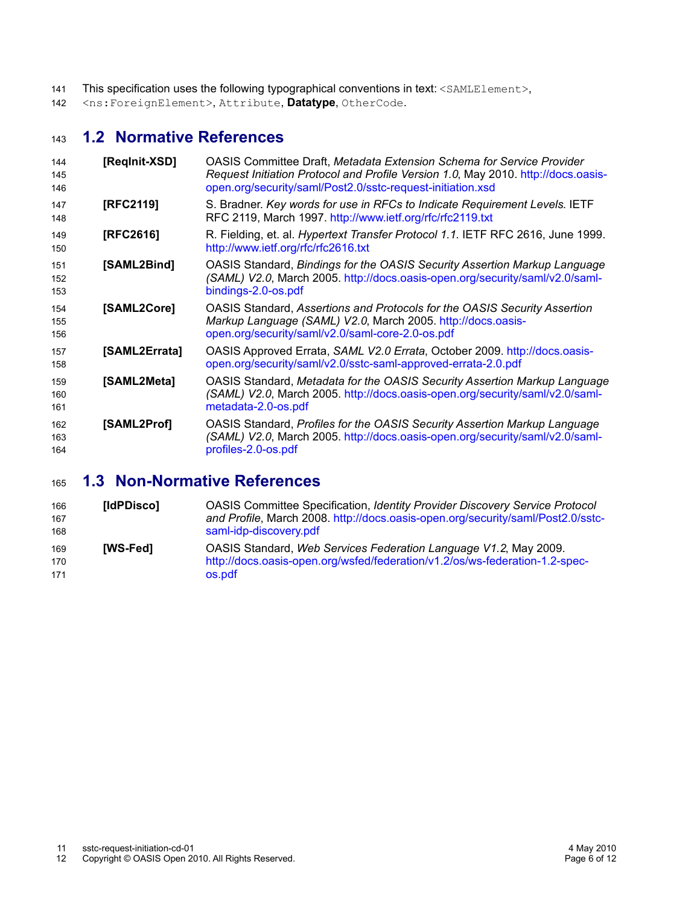This specification uses the following typographical conventions in text: `<SAMLElement>`, `<ns:ForeignElement>`, `Attribute`, **Datatype**, `OtherCode`.

## 1.2 Normative References

**[ReqInit-XSD]** OASIS Committee Draft, *Metadata Extension Schema for Service Provider Request Initiation Protocol and Profile Version 1.0*, May 2010. http://docs.oasis-open.org/security/saml/Post2.0/sstc-request-initiation.xsd

**[RFC2119]** S. Bradner. *Key words for use in RFCs to Indicate Requirement Levels*. IETF RFC 2119, March 1997. http://www.ietf.org/rfc/rfc2119.txt

**[RFC2616]** R. Fielding, et. al. *Hypertext Transfer Protocol 1.1*. IETF RFC 2616, June 1999. http://www.ietf.org/rfc/rfc2616.txt

**[SAML2Bind]** OASIS Standard, *Bindings for the OASIS Security Assertion Markup Language (SAML) V2.0*, March 2005. http://docs.oasis-open.org/security/saml/v2.0/saml-bindings-2.0-os.pdf

**[SAML2Core]** OASIS Standard, *Assertions and Protocols for the OASIS Security Assertion Markup Language (SAML) V2.0*, March 2005. http://docs.oasis-open.org/security/saml/v2.0/saml-core-2.0-os.pdf

**[SAML2Errata]** OASIS Approved Errata, *SAML V2.0 Errata*, October 2009. http://docs.oasis-open.org/security/saml/v2.0/sstc-saml-approved-errata-2.0.pdf

**[SAML2Meta]** OASIS Standard, *Metadata for the OASIS Security Assertion Markup Language (SAML) V2.0*, March 2005. http://docs.oasis-open.org/security/saml/v2.0/saml-metadata-2.0-os.pdf

**[SAML2Prof]** OASIS Standard, *Profiles for the OASIS Security Assertion Markup Language (SAML) V2.0*, March 2005. http://docs.oasis-open.org/security/saml/v2.0/saml-profiles-2.0-os.pdf

## 1.3 Non-Normative References

**[IdPDisco]** OASIS Committee Specification, *Identity Provider Discovery Service Protocol and Profile*, March 2008. http://docs.oasis-open.org/security/saml/Post2.0/sstc-saml-idp-discovery.pdf

**[WS-Fed]** OASIS Standard, *Web Services Federation Language V1.2*, May 2009. http://docs.oasis-open.org/wsfed/federation/v1.2/os/ws-federation-1.2-spec-os.pdf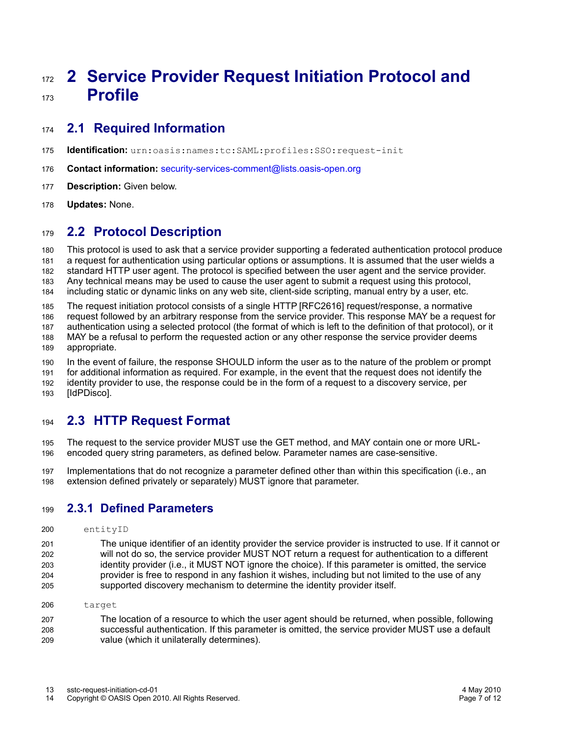# 2 Service Provider Request Initiation Protocol and Profile

## 2.1 Required Information

**Identification:** `urn:oasis:names:tc:SAML:profiles:SSO:request-init`

**Contact information:** security-services-comment@lists.oasis-open.org

**Description:** Given below.

**Updates:** None.

## 2.2 Protocol Description

This protocol is used to ask that a service provider supporting a federated authentication protocol produce a request for authentication using particular options or assumptions. It is assumed that the user wields a standard HTTP user agent. The protocol is specified between the user agent and the service provider. Any technical means may be used to cause the user agent to submit a request using this protocol, including static or dynamic links on any web site, client-side scripting, manual entry by a user, etc.

The request initiation protocol consists of a single HTTP [RFC2616] request/response, a normative request followed by an arbitrary response from the service provider. This response MAY be a request for authentication using a selected protocol (the format of which is left to the definition of that protocol), or it MAY be a refusal to perform the requested action or any other response the service provider deems appropriate.

In the event of failure, the response SHOULD inform the user as to the nature of the problem or prompt for additional information as required. For example, in the event that the request does not identify the identity provider to use, the response could be in the form of a request to a discovery service, per [IdPDisco].

## 2.3 HTTP Request Format

The request to the service provider MUST use the GET method, and MAY contain one or more URL-encoded query string parameters, as defined below. Parameter names are case-sensitive.

Implementations that do not recognize a parameter defined other than within this specification (i.e., an extension defined privately or separately) MUST ignore that parameter.

### 2.3.1 Defined Parameters

`entityID`

> The unique identifier of an identity provider the service provider is instructed to use. If it cannot or will not do so, the service provider MUST NOT return a request for authentication to a different identity provider (i.e., it MUST NOT ignore the choice). If this parameter is omitted, the service provider is free to respond in any fashion it wishes, including but not limited to the use of any supported discovery mechanism to determine the identity provider itself.

`target`

> The location of a resource to which the user agent should be returned, when possible, following successful authentication. If this parameter is omitted, the service provider MUST use a default value (which it unilaterally determines).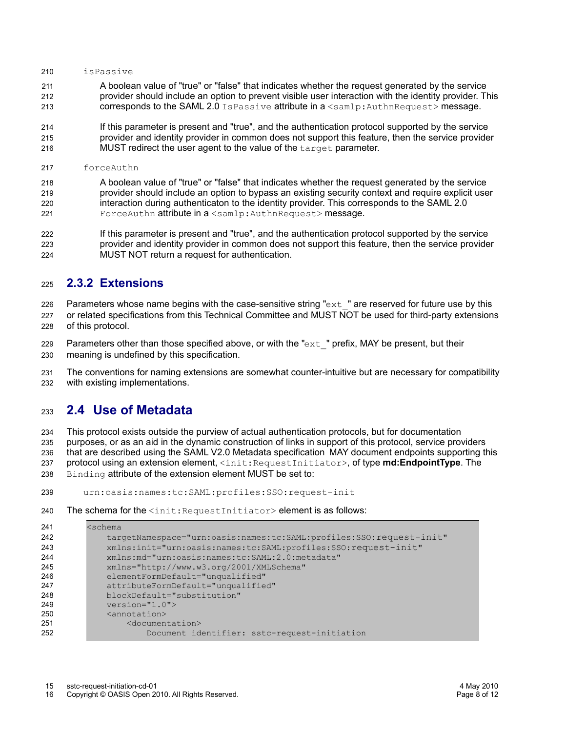`isPassive`

A boolean value of "true" or "false" that indicates whether the request generated by the service provider should include an option to prevent visible user interaction with the identity provider. This corresponds to the SAML 2.0 `IsPassive` attribute in a `<samlp:AuthnRequest>` message.

If this parameter is present and "true", and the authentication protocol supported by the service provider and identity provider in common does not support this feature, then the service provider MUST redirect the user agent to the value of the `target` parameter.

`forceAuthn`

A boolean value of "true" or "false" that indicates whether the request generated by the service provider should include an option to bypass an existing security context and require explicit user interaction during authenticaton to the identity provider. This corresponds to the SAML 2.0 `ForceAuthn` attribute in a `<samlp:AuthnRequest>` message.

If this parameter is present and "true", and the authentication protocol supported by the service provider and identity provider in common does not support this feature, then the service provider MUST NOT return a request for authentication.

### 2.3.2 Extensions

Parameters whose name begins with the case-sensitive string "`ext_`" are reserved for future use by this or related specifications from this Technical Committee and MUST NOT be used for third-party extensions of this protocol.

Parameters other than those specified above, or with the "`ext_`" prefix, MAY be present, but their meaning is undefined by this specification.

The conventions for naming extensions are somewhat counter-intuitive but are necessary for compatibility with existing implementations.

## 2.4 Use of Metadata

This protocol exists outside the purview of actual authentication protocols, but for documentation purposes, or as an aid in the dynamic construction of links in support of this protocol, service providers that are described using the SAML V2.0 Metadata specification MAY document endpoints supporting this protocol using an extension element, `<init:RequestInitiator>`, of type **md:EndpointType**. The `Binding` attribute of the extension element MUST be set to:

```
urn:oasis:names:tc:SAML:profiles:SSO:request-init
```

The schema for the `<init:RequestInitiator>` element is as follows:

```
<schema
    targetNamespace="urn:oasis:names:tc:SAML:profiles:SSO:request-init"
    xmlns:init="urn:oasis:names:tc:SAML:profiles:SSO:request-init"
    xmlns:md="urn:oasis:names:tc:SAML:2.0:metadata"
    xmlns="http://www.w3.org/2001/XMLSchema"
    elementFormDefault="unqualified"
    attributeFormDefault="unqualified"
    blockDefault="substitution"
    version="1.0">
    <annotation>
        <documentation>
            Document identifier: sstc-request-initiation
```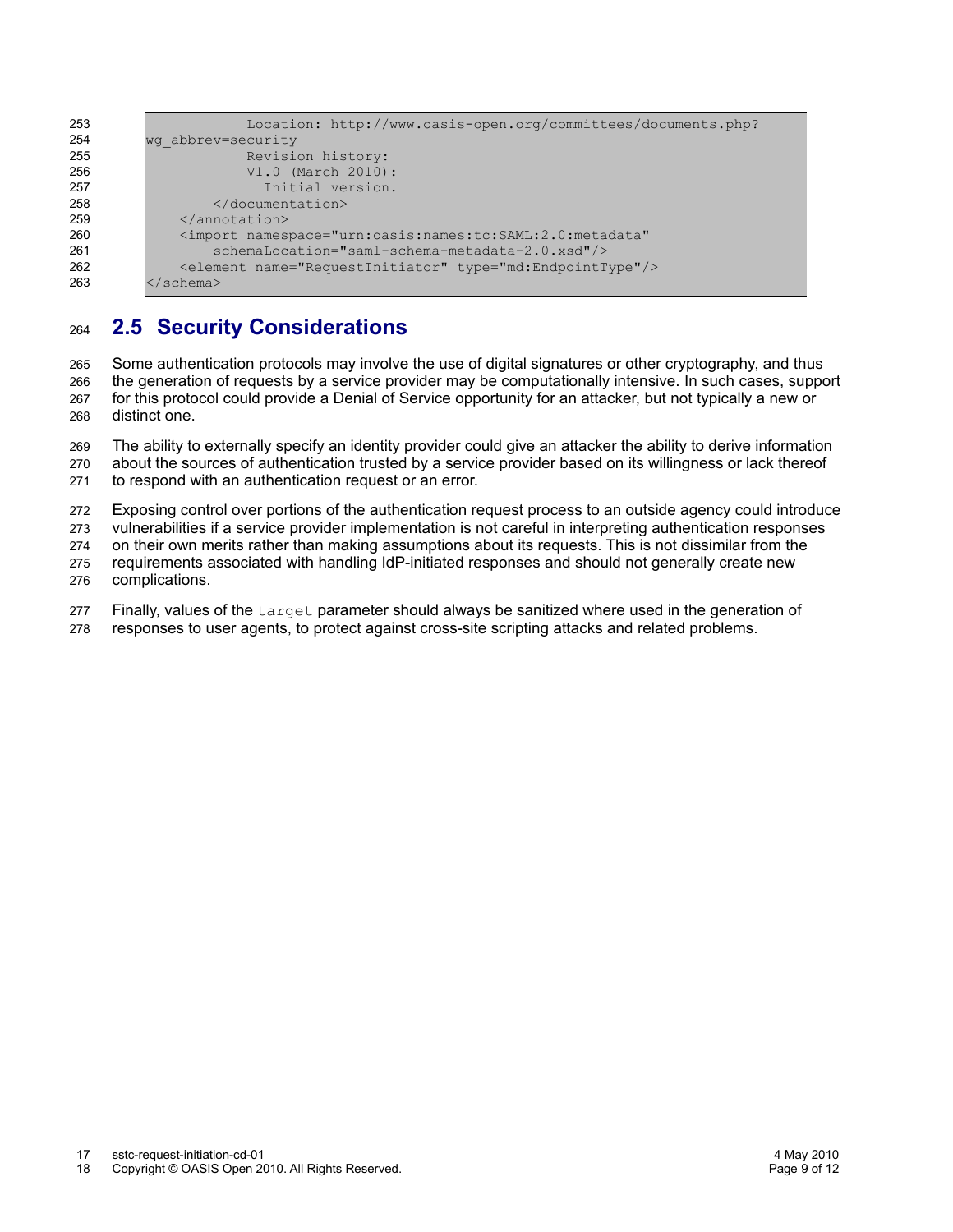```
            Location: http://www.oasis-open.org/committees/documents.php?
wg_abbrev=security
            Revision history:
            V1.0 (March 2010):
              Initial version.
        </documentation>
    </annotation>
    <import namespace="urn:oasis:names:tc:SAML:2.0:metadata"
        schemaLocation="saml-schema-metadata-2.0.xsd"/>
    <element name="RequestInitiator" type="md:EndpointType"/>
</schema>
```

## 2.5 Security Considerations

Some authentication protocols may involve the use of digital signatures or other cryptography, and thus the generation of requests by a service provider may be computationally intensive. In such cases, support for this protocol could provide a Denial of Service opportunity for an attacker, but not typically a new or distinct one.

The ability to externally specify an identity provider could give an attacker the ability to derive information about the sources of authentication trusted by a service provider based on its willingness or lack thereof to respond with an authentication request or an error.

Exposing control over portions of the authentication request process to an outside agency could introduce vulnerabilities if a service provider implementation is not careful in interpreting authentication responses on their own merits rather than making assumptions about its requests. This is not dissimilar from the requirements associated with handling IdP-initiated responses and should not generally create new complications.

Finally, values of the `target` parameter should always be sanitized where used in the generation of responses to user agents, to protect against cross-site scripting attacks and related problems.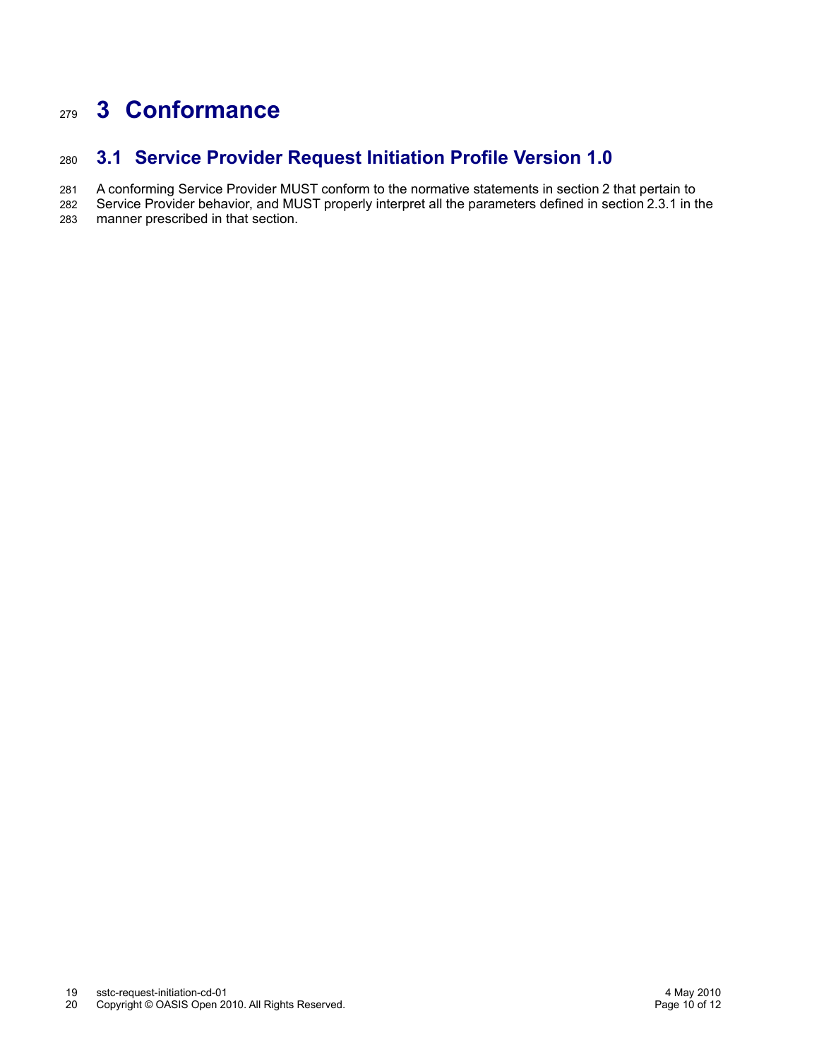# 3 Conformance

## 3.1 Service Provider Request Initiation Profile Version 1.0

A conforming Service Provider MUST conform to the normative statements in section 2 that pertain to Service Provider behavior, and MUST properly interpret all the parameters defined in section 2.3.1 in the manner prescribed in that section.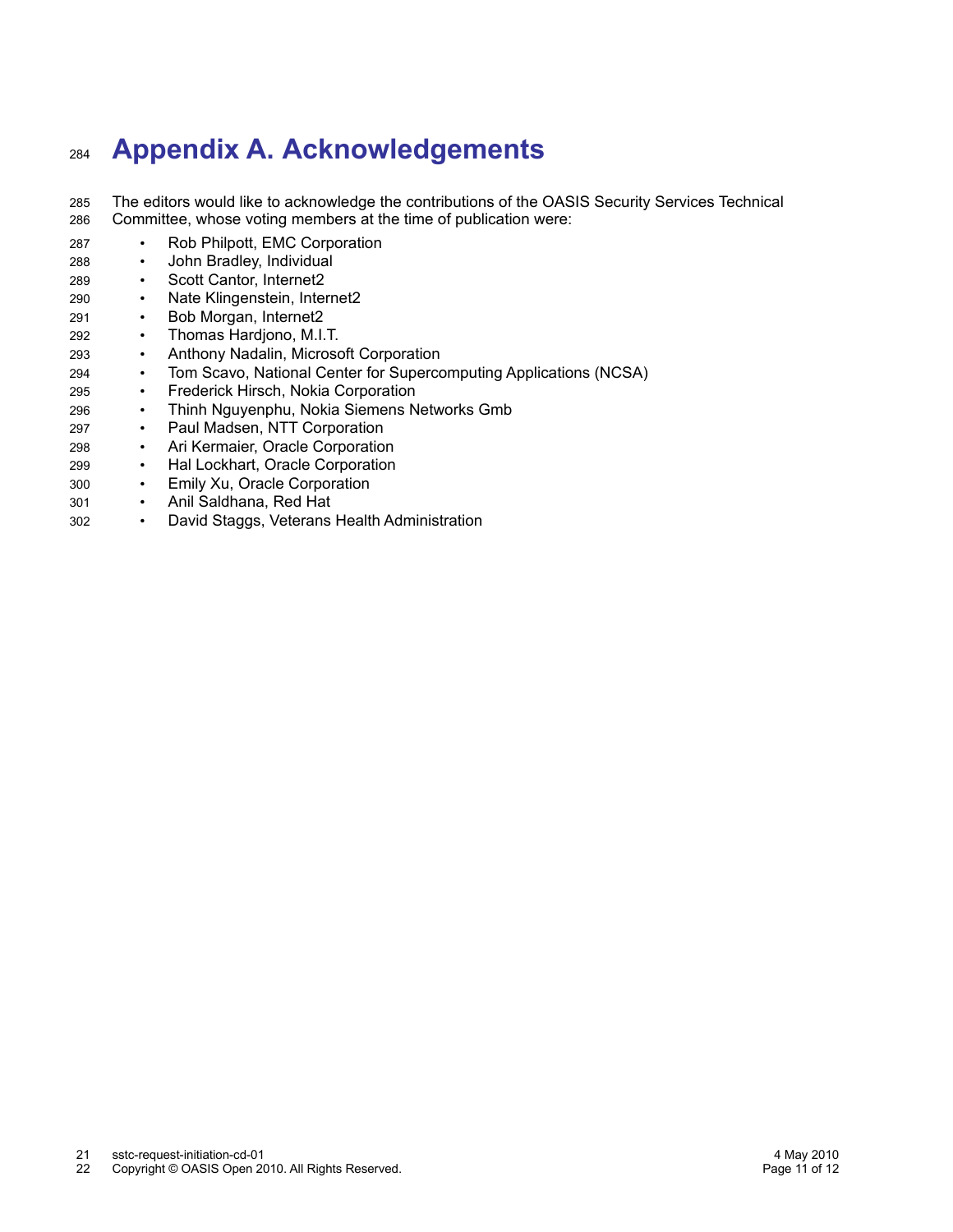# Appendix A. Acknowledgements

The editors would like to acknowledge the contributions of the OASIS Security Services Technical Committee, whose voting members at the time of publication were:

- Rob Philpott, EMC Corporation
- John Bradley, Individual
- Scott Cantor, Internet2
- Nate Klingenstein, Internet2
- Bob Morgan, Internet2
- Thomas Hardjono, M.I.T.
- Anthony Nadalin, Microsoft Corporation
- Tom Scavo, National Center for Supercomputing Applications (NCSA)
- Frederick Hirsch, Nokia Corporation
- Thinh Nguyenphu, Nokia Siemens Networks Gmb
- Paul Madsen, NTT Corporation
- Ari Kermaier, Oracle Corporation
- Hal Lockhart, Oracle Corporation
- Emily Xu, Oracle Corporation
- Anil Saldhana, Red Hat
- David Staggs, Veterans Health Administration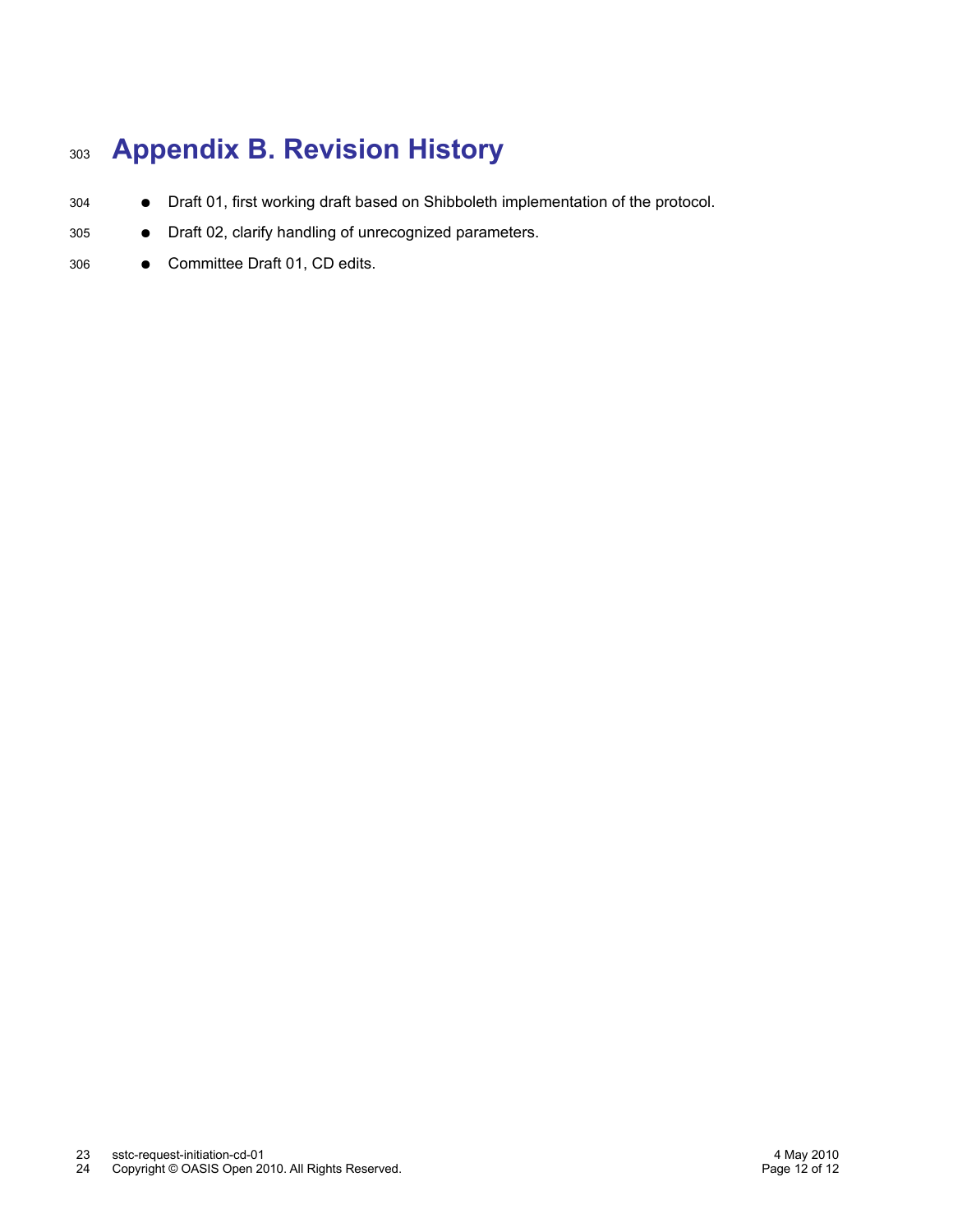# Appendix B. Revision History

- Draft 01, first working draft based on Shibboleth implementation of the protocol.
- Draft 02, clarify handling of unrecognized parameters.
- Committee Draft 01, CD edits.